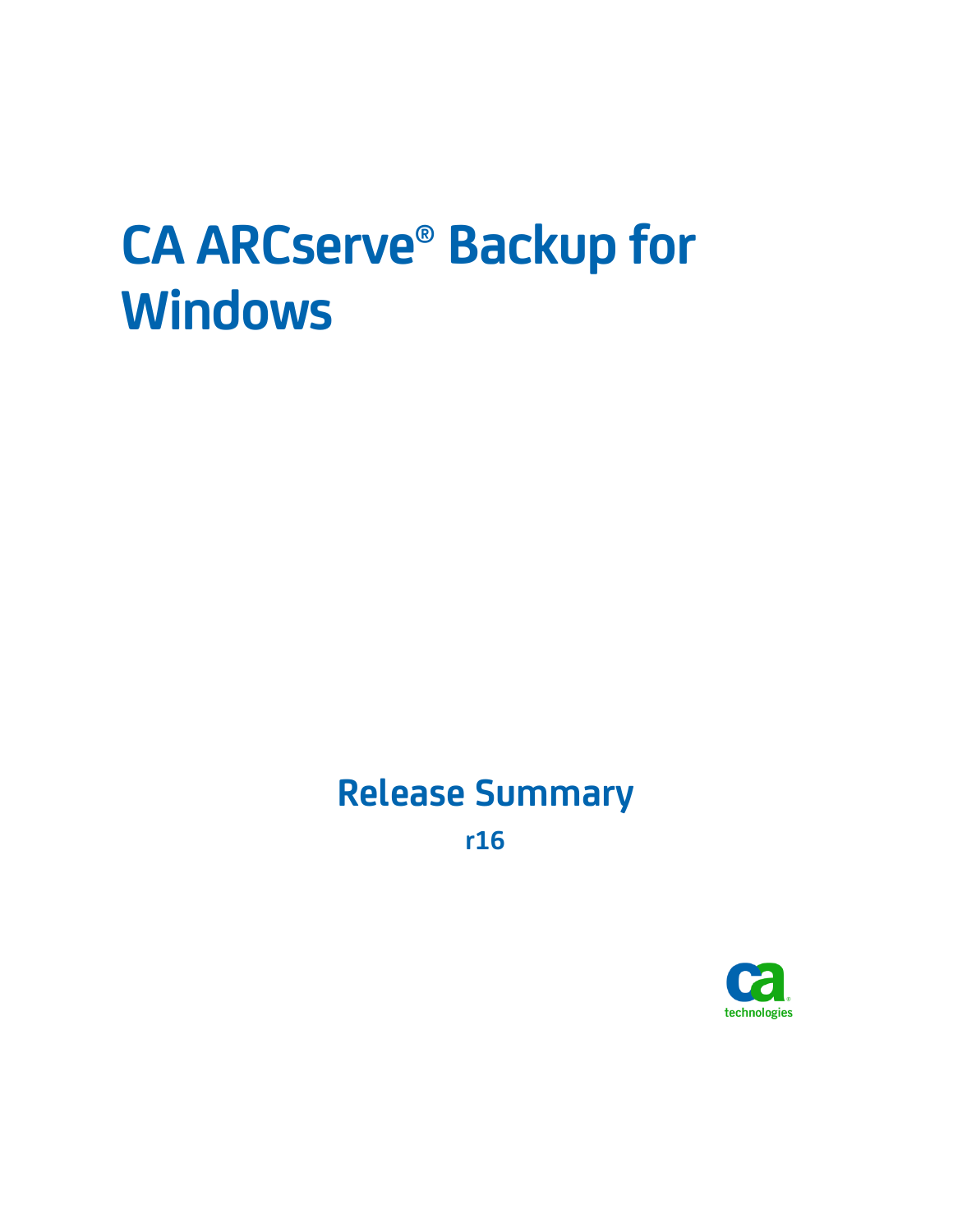# CA ARCserve® Backup for Windows

## Release Summary

r16

technologies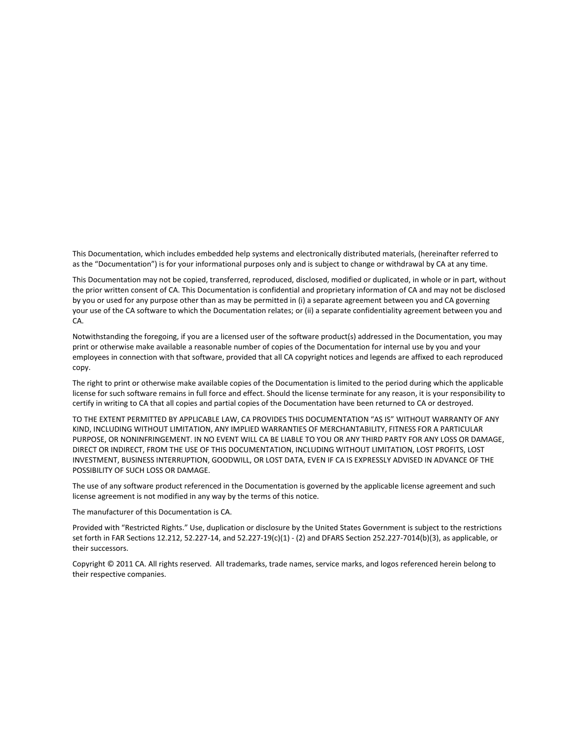This Documentation, which includes embedded help systems and electronically distributed materials, (hereinafter referred to as the "Documentation") is for your informational purposes only and is subject to change or withdrawal by CA at any time.

This Documentation may not be copied, transferred, reproduced, disclosed, modified or duplicated, in whole or in part, without the prior written consent of CA. This Documentation is confidential and proprietary information of CA and may not be disclosed by you or used for any purpose other than as may be permitted in (i) a separate agreement between you and CA governing your use of the CA software to which the Documentation relates; or (ii) a separate confidentiality agreement between you and CA.

Notwithstanding the foregoing, if you are a licensed user of the software product(s) addressed in the Documentation, you may print or otherwise make available a reasonable number of copies of the Documentation for internal use by you and your employees in connection with that software, provided that all CA copyright notices and legends are affixed to each reproduced copy.

The right to print or otherwise make available copies of the Documentation is limited to the period during which the applicable license for such software remains in full force and effect. Should the license terminate for any reason, it is your responsibility to certify in writing to CA that all copies and partial copies of the Documentation have been returned to CA or destroyed.

TO THE EXTENT PERMITTED BY APPLICABLE LAW, CA PROVIDES THIS DOCUMENTATION "AS IS" WITHOUT WARRANTY OF ANY KIND, INCLUDING WITHOUT LIMITATION, ANY IMPLIED WARRANTIES OF MERCHANTABILITY, FITNESS FOR A PARTICULAR PURPOSE, OR NONINFRINGEMENT. IN NO EVENT WILL CA BE LIABLE TO YOU OR ANY THIRD PARTY FOR ANY LOSS OR DAMAGE, DIRECT OR INDIRECT, FROM THE USE OF THIS DOCUMENTATION, INCLUDING WITHOUT LIMITATION, LOST PROFITS, LOST INVESTMENT, BUSINESS INTERRUPTION, GOODWILL, OR LOST DATA, EVEN IF CA IS EXPRESSLY ADVISED IN ADVANCE OF THE POSSIBILITY OF SUCH LOSS OR DAMAGE.

The use of any software product referenced in the Documentation is governed by the applicable license agreement and such license agreement is not modified in any way by the terms of this notice.

The manufacturer of this Documentation is CA.

Provided with "Restricted Rights." Use, duplication or disclosure by the United States Government is subject to the restrictions set forth in FAR Sections 12.212, 52.227-14, and 52.227-19(c)(1) - (2) and DFARS Section 252.227-7014(b)(3), as applicable, or their successors.

Copyright © 2011 CA. All rights reserved. All trademarks, trade names, service marks, and logos referenced herein belong to their respective companies.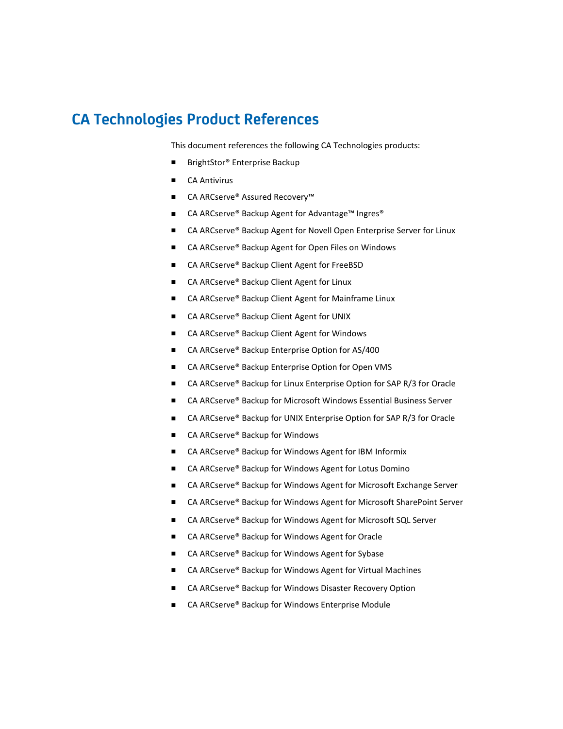# CA Technologies Product References

This document references the following CA Technologies products:

- BrightStor® Enterprise Backup
- CA Antivirus
- CA ARCserve® Assured Recovery™
- CA ARCserve® Backup Agent for Advantage™ Ingres®
- CA ARCserve® Backup Agent for Novell Open Enterprise Server for Linux
- CA ARCserve® Backup Agent for Open Files on Windows
- CA ARCserve® Backup Client Agent for FreeBSD
- CA ARCserve® Backup Client Agent for Linux
- CA ARCserve® Backup Client Agent for Mainframe Linux
- CA ARCserve® Backup Client Agent for UNIX
- CA ARCserve® Backup Client Agent for Windows
- CA ARCserve® Backup Enterprise Option for AS/400
- CA ARCserve® Backup Enterprise Option for Open VMS
- CA ARCserve® Backup for Linux Enterprise Option for SAP R/3 for Oracle
- CA ARCserve® Backup for Microsoft Windows Essential Business Server
- CA ARCserve® Backup for UNIX Enterprise Option for SAP R/3 for Oracle
- CA ARCserve® Backup for Windows
- CA ARCserve® Backup for Windows Agent for IBM Informix
- CA ARCserve® Backup for Windows Agent for Lotus Domino
- CA ARCserve® Backup for Windows Agent for Microsoft Exchange Server
- CA ARCserve® Backup for Windows Agent for Microsoft SharePoint Server
- CA ARCserve® Backup for Windows Agent for Microsoft SQL Server
- CA ARCserve® Backup for Windows Agent for Oracle
- CA ARCserve® Backup for Windows Agent for Sybase
- CA ARCserve® Backup for Windows Agent for Virtual Machines
- CA ARCserve® Backup for Windows Disaster Recovery Option
- CA ARCserve® Backup for Windows Enterprise Module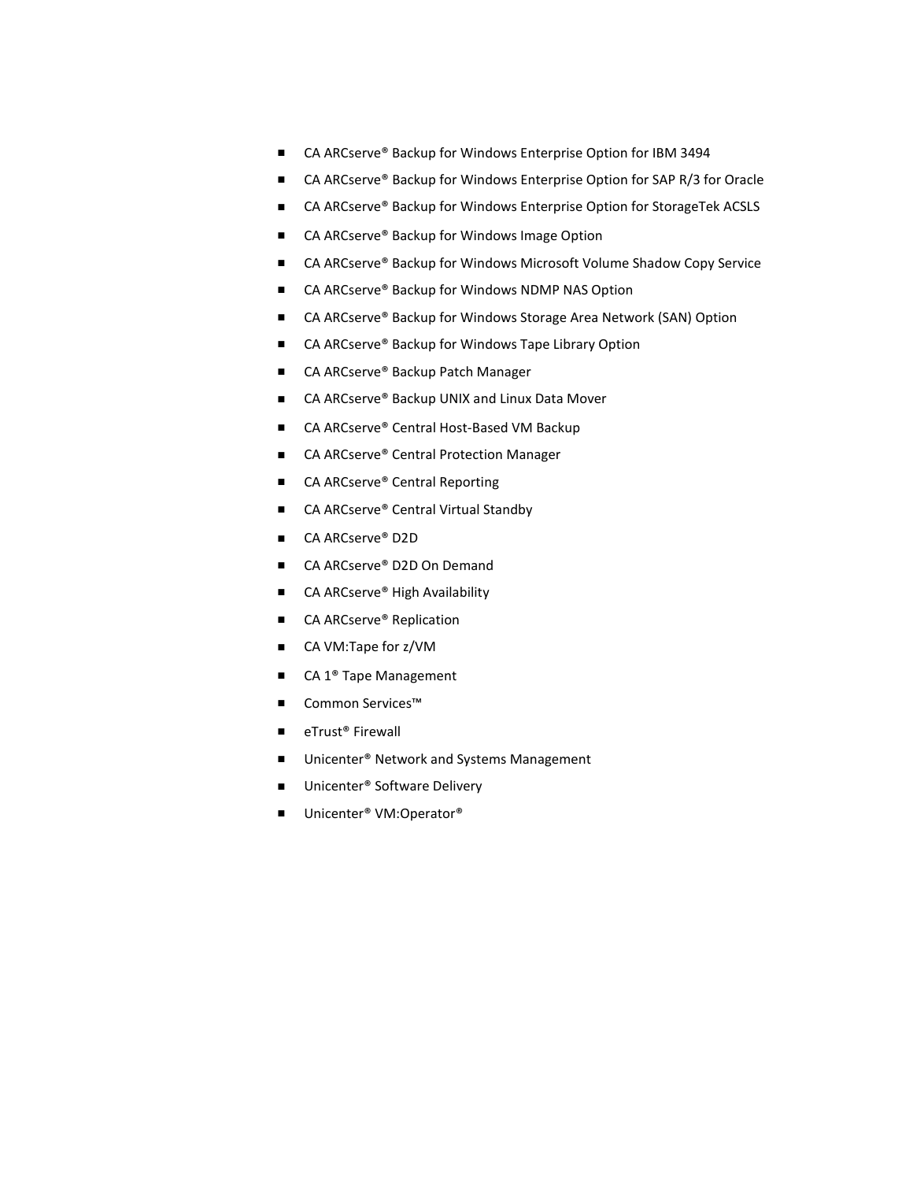- CA ARCserve® Backup for Windows Enterprise Option for IBM 3494
- CA ARCserve® Backup for Windows Enterprise Option for SAP R/3 for Oracle
- CA ARCserve® Backup for Windows Enterprise Option for StorageTek ACSLS
- CA ARCserve® Backup for Windows Image Option
- CA ARCserve® Backup for Windows Microsoft Volume Shadow Copy Service
- CA ARCserve® Backup for Windows NDMP NAS Option
- CA ARCserve® Backup for Windows Storage Area Network (SAN) Option
- CA ARCserve® Backup for Windows Tape Library Option
- CA ARCserve® Backup Patch Manager
- CA ARCserve® Backup UNIX and Linux Data Mover
- CA ARCserve® Central Host-Based VM Backup
- CA ARCserve® Central Protection Manager
- CA ARCserve® Central Reporting
- CA ARCserve® Central Virtual Standby
- CA ARCserve® D2D
- CA ARCserve® D2D On Demand
- CA ARCserve® High Availability
- CA ARCserve® Replication
- CA VM:Tape for z/VM
- CA 1® Tape Management
- Common Services™
- eTrust® Firewall
- Unicenter® Network and Systems Management
- Unicenter® Software Delivery
- Unicenter® VM:Operator®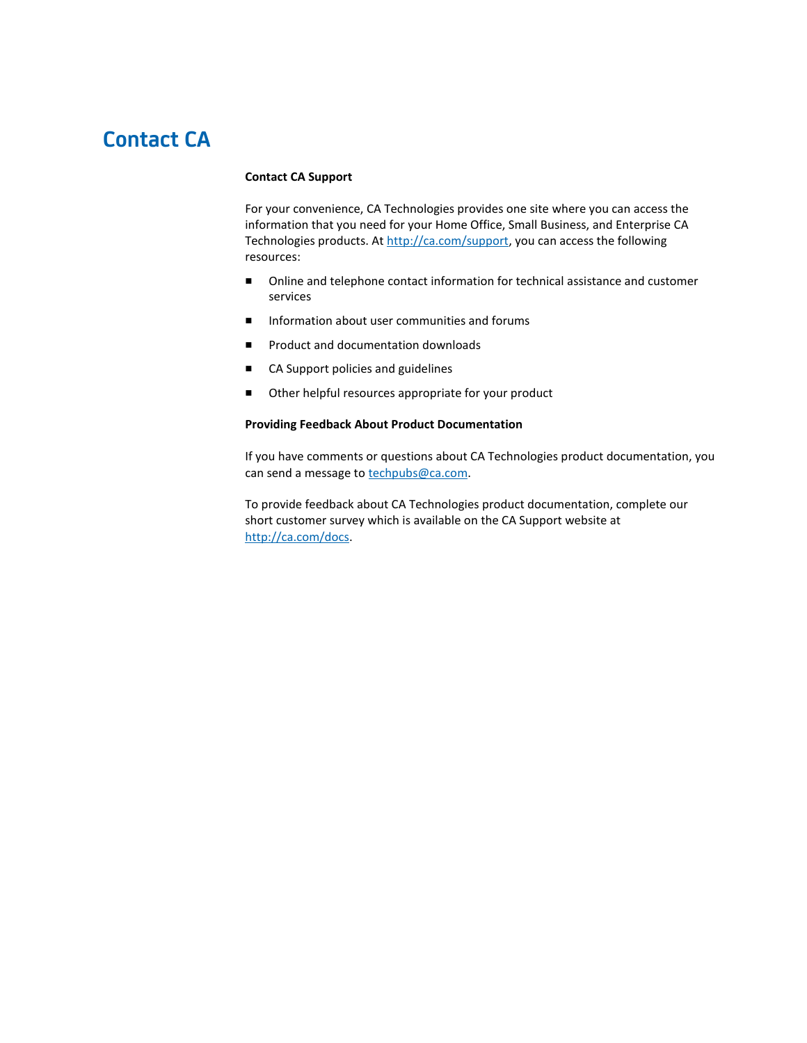# Contact CA

**Contact CA Support**

For your convenience, CA Technologies provides one site where you can access the information that you need for your Home Office, Small Business, and Enterprise CA Technologies products. At http://ca.com/support, you can access the following resources:

- Online and telephone contact information for technical assistance and customer services
- Information about user communities and forums
- Product and documentation downloads
- CA Support policies and guidelines
- Other helpful resources appropriate for your product

**Providing Feedback About Product Documentation**

If you have comments or questions about CA Technologies product documentation, you can send a message to techpubs@ca.com.

To provide feedback about CA Technologies product documentation, complete our short customer survey which is available on the CA Support website at http://ca.com/docs.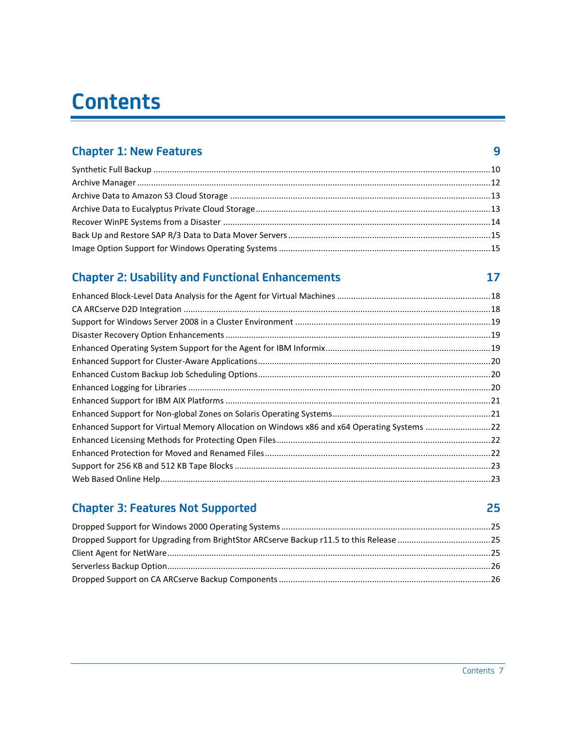# Contents

## Chapter 1: New Features — 9

- Synthetic Full Backup .......... 10
- Archive Manager .......... 12
- Archive Data to Amazon S3 Cloud Storage .......... 13
- Archive Data to Eucalyptus Private Cloud Storage .......... 13
- Recover WinPE Systems from a Disaster .......... 14
- Back Up and Restore SAP R/3 Data to Data Mover Servers .......... 15
- Image Option Support for Windows Operating Systems .......... 15

## Chapter 2: Usability and Functional Enhancements — 17

- Enhanced Block-Level Data Analysis for the Agent for Virtual Machines .......... 18
- CA ARCserve D2D Integration .......... 18
- Support for Windows Server 2008 in a Cluster Environment .......... 19
- Disaster Recovery Option Enhancements .......... 19
- Enhanced Operating System Support for the Agent for IBM Informix .......... 19
- Enhanced Support for Cluster-Aware Applications .......... 20
- Enhanced Custom Backup Job Scheduling Options .......... 20
- Enhanced Logging for Libraries .......... 20
- Enhanced Support for IBM AIX Platforms .......... 21
- Enhanced Support for Non-global Zones on Solaris Operating Systems .......... 21
- Enhanced Support for Virtual Memory Allocation on Windows x86 and x64 Operating Systems .......... 22
- Enhanced Licensing Methods for Protecting Open Files .......... 22
- Enhanced Protection for Moved and Renamed Files .......... 22
- Support for 256 KB and 512 KB Tape Blocks .......... 23
- Web Based Online Help .......... 23

## Chapter 3: Features Not Supported — 25

- Dropped Support for Windows 2000 Operating Systems .......... 25
- Dropped Support for Upgrading from BrightStor ARCserve Backup r11.5 to this Release .......... 25
- Client Agent for NetWare .......... 25
- Serverless Backup Option .......... 26
- Dropped Support on CA ARCserve Backup Components .......... 26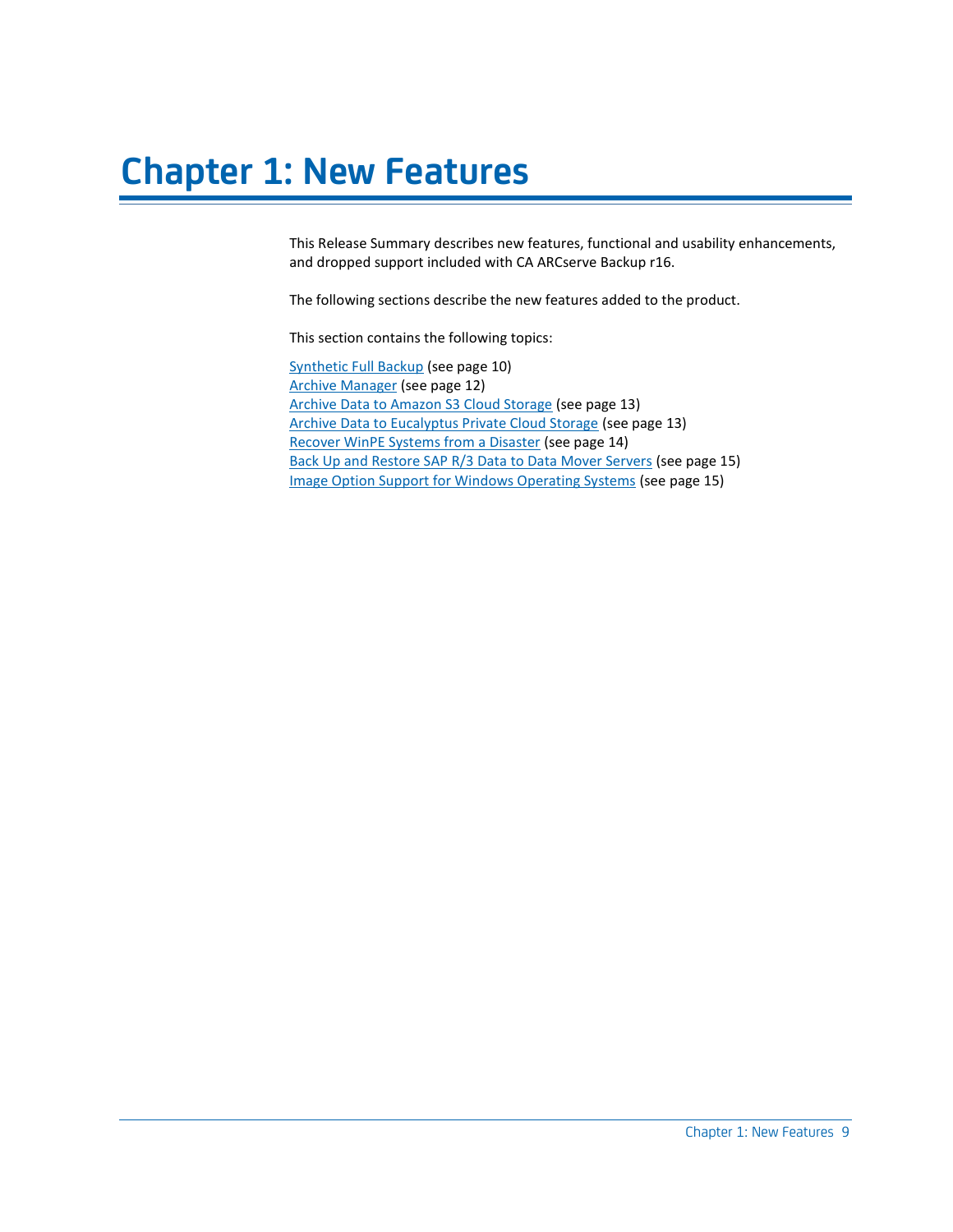# Chapter 1: New Features

This Release Summary describes new features, functional and usability enhancements, and dropped support included with CA ARCserve Backup r16.

The following sections describe the new features added to the product.

This section contains the following topics:

Synthetic Full Backup (see page 10)
Archive Manager (see page 12)
Archive Data to Amazon S3 Cloud Storage (see page 13)
Archive Data to Eucalyptus Private Cloud Storage (see page 13)
Recover WinPE Systems from a Disaster (see page 14)
Back Up and Restore SAP R/3 Data to Data Mover Servers (see page 15)
Image Option Support for Windows Operating Systems (see page 15)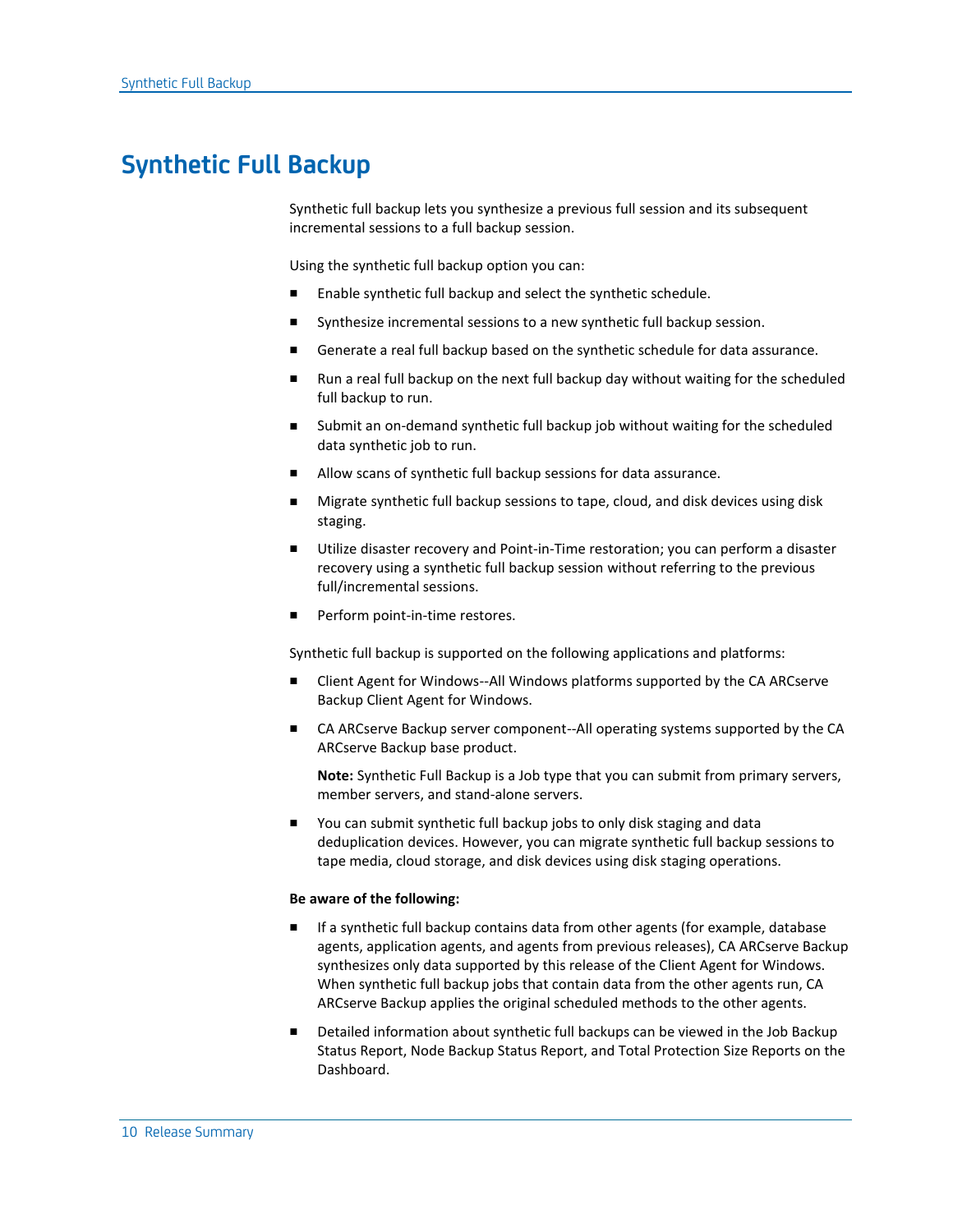# Synthetic Full Backup

Synthetic full backup lets you synthesize a previous full session and its subsequent incremental sessions to a full backup session.

Using the synthetic full backup option you can:

- Enable synthetic full backup and select the synthetic schedule.
- Synthesize incremental sessions to a new synthetic full backup session.
- Generate a real full backup based on the synthetic schedule for data assurance.
- Run a real full backup on the next full backup day without waiting for the scheduled full backup to run.
- Submit an on-demand synthetic full backup job without waiting for the scheduled data synthetic job to run.
- Allow scans of synthetic full backup sessions for data assurance.
- Migrate synthetic full backup sessions to tape, cloud, and disk devices using disk staging.
- Utilize disaster recovery and Point-in-Time restoration; you can perform a disaster recovery using a synthetic full backup session without referring to the previous full/incremental sessions.
- Perform point-in-time restores.

Synthetic full backup is supported on the following applications and platforms:

- Client Agent for Windows--All Windows platforms supported by the CA ARCserve Backup Client Agent for Windows.
- CA ARCserve Backup server component--All operating systems supported by the CA ARCserve Backup base product.

  **Note:** Synthetic Full Backup is a Job type that you can submit from primary servers, member servers, and stand-alone servers.

- You can submit synthetic full backup jobs to only disk staging and data deduplication devices. However, you can migrate synthetic full backup sessions to tape media, cloud storage, and disk devices using disk staging operations.

**Be aware of the following:**

- If a synthetic full backup contains data from other agents (for example, database agents, application agents, and agents from previous releases), CA ARCserve Backup synthesizes only data supported by this release of the Client Agent for Windows. When synthetic full backup jobs that contain data from the other agents run, CA ARCserve Backup applies the original scheduled methods to the other agents.
- Detailed information about synthetic full backups can be viewed in the Job Backup Status Report, Node Backup Status Report, and Total Protection Size Reports on the Dashboard.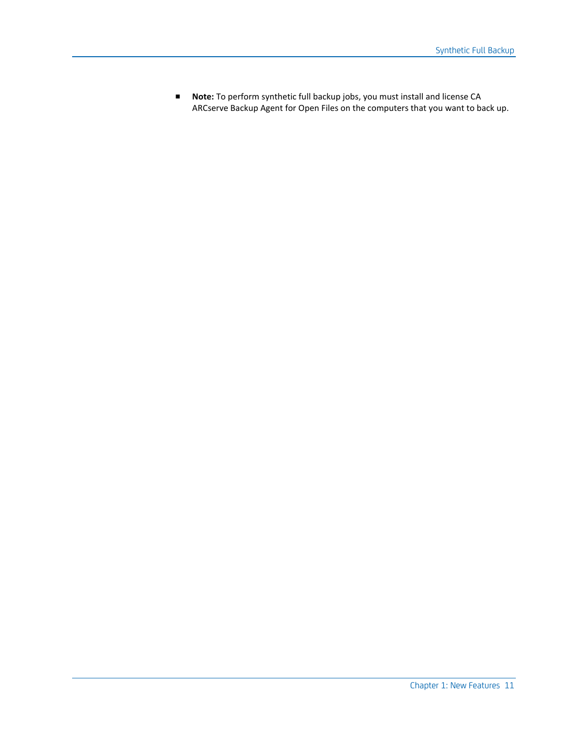- **Note:** To perform synthetic full backup jobs, you must install and license CA ARCserve Backup Agent for Open Files on the computers that you want to back up.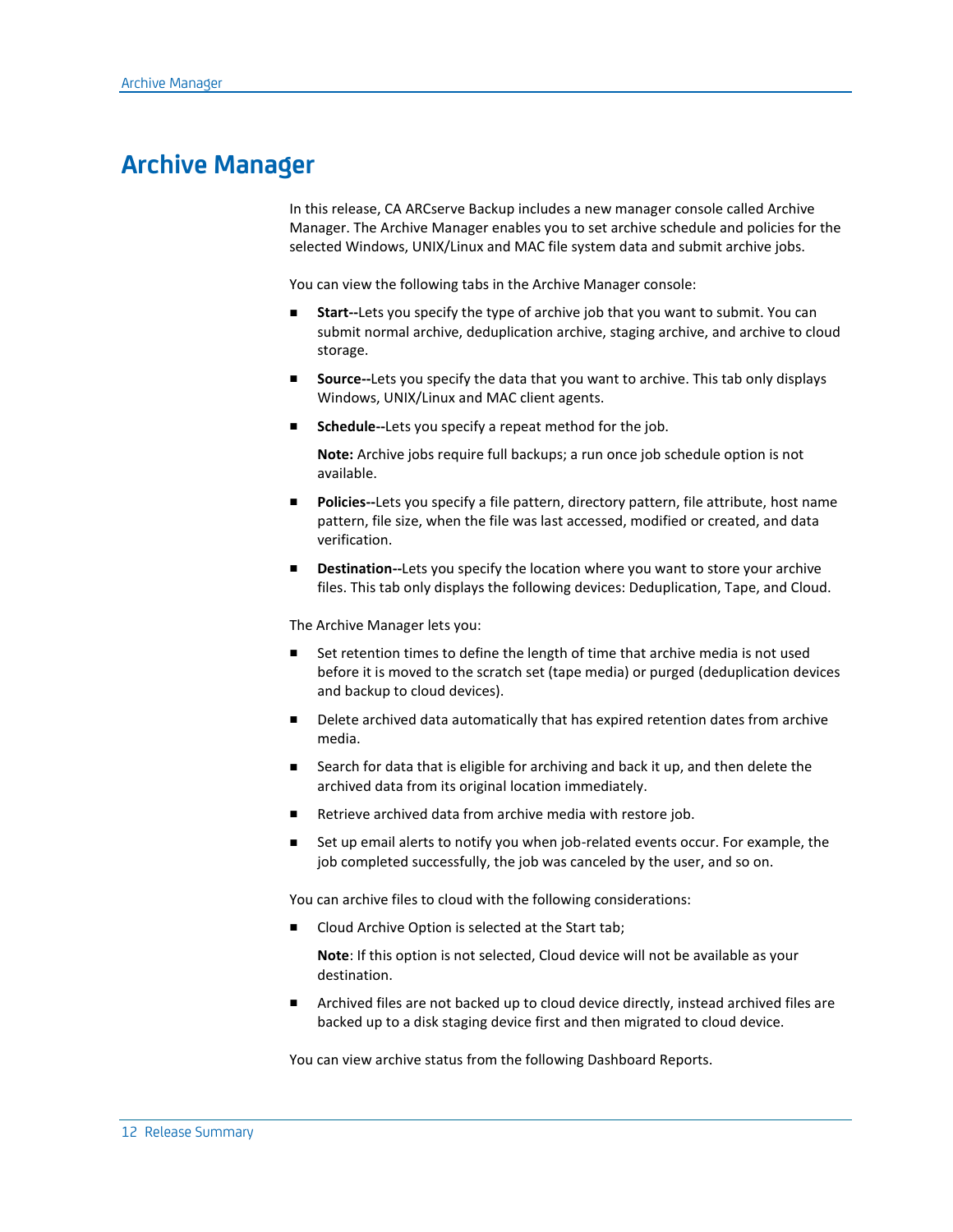# Archive Manager

In this release, CA ARCserve Backup includes a new manager console called Archive Manager. The Archive Manager enables you to set archive schedule and policies for the selected Windows, UNIX/Linux and MAC file system data and submit archive jobs.

You can view the following tabs in the Archive Manager console:

- **Start--**Lets you specify the type of archive job that you want to submit. You can submit normal archive, deduplication archive, staging archive, and archive to cloud storage.
- **Source--**Lets you specify the data that you want to archive. This tab only displays Windows, UNIX/Linux and MAC client agents.
- **Schedule--**Lets you specify a repeat method for the job.

  **Note:** Archive jobs require full backups; a run once job schedule option is not available.
- **Policies--**Lets you specify a file pattern, directory pattern, file attribute, host name pattern, file size, when the file was last accessed, modified or created, and data verification.
- **Destination--**Lets you specify the location where you want to store your archive files. This tab only displays the following devices: Deduplication, Tape, and Cloud.

The Archive Manager lets you:

- Set retention times to define the length of time that archive media is not used before it is moved to the scratch set (tape media) or purged (deduplication devices and backup to cloud devices).
- Delete archived data automatically that has expired retention dates from archive media.
- Search for data that is eligible for archiving and back it up, and then delete the archived data from its original location immediately.
- Retrieve archived data from archive media with restore job.
- Set up email alerts to notify you when job-related events occur. For example, the job completed successfully, the job was canceled by the user, and so on.

You can archive files to cloud with the following considerations:

- Cloud Archive Option is selected at the Start tab;

  **Note**: If this option is not selected, Cloud device will not be available as your destination.
- Archived files are not backed up to cloud device directly, instead archived files are backed up to a disk staging device first and then migrated to cloud device.

You can view archive status from the following Dashboard Reports.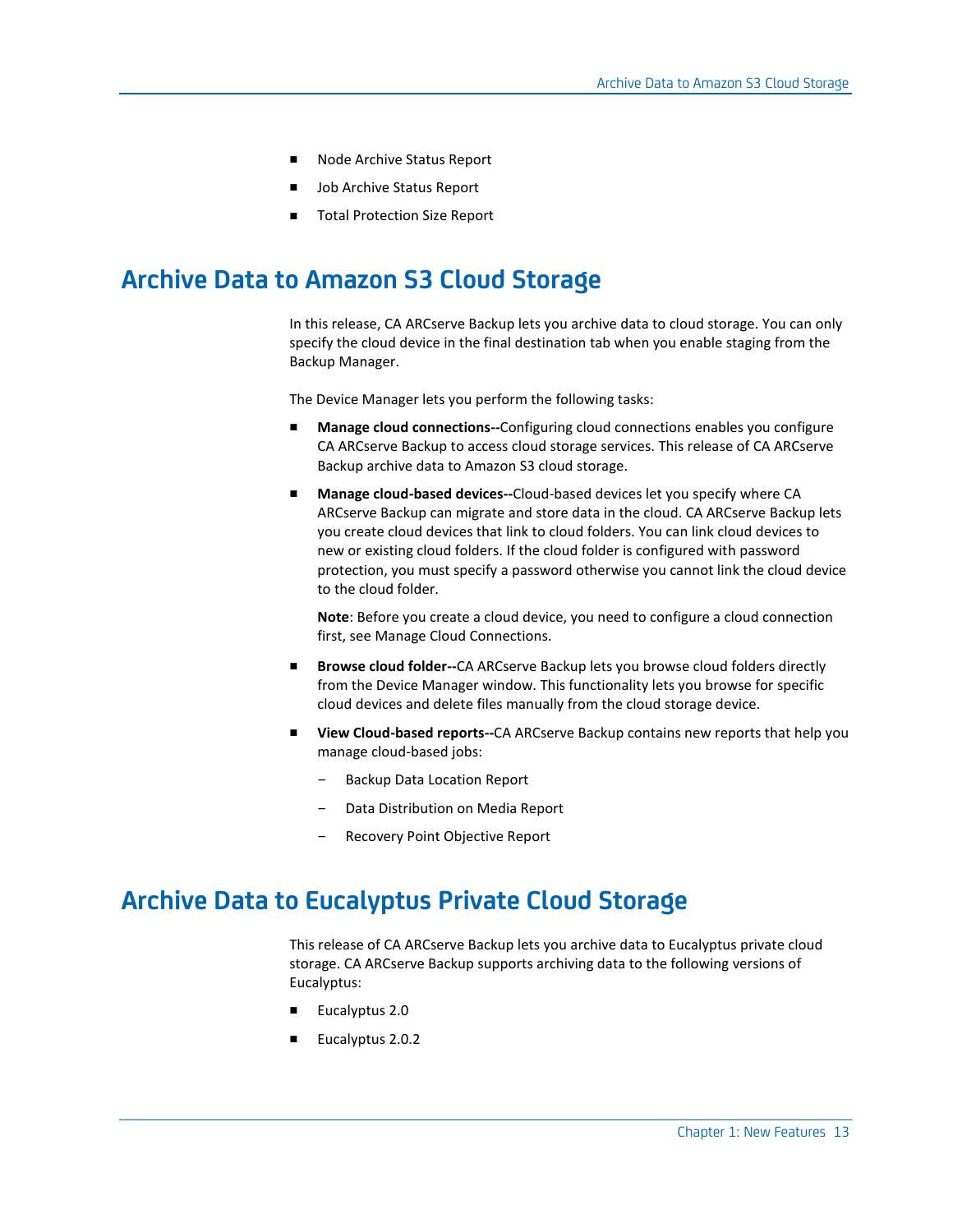- Node Archive Status Report
- Job Archive Status Report
- Total Protection Size Report

## Archive Data to Amazon S3 Cloud Storage

In this release, CA ARCserve Backup lets you archive data to cloud storage. You can only specify the cloud device in the final destination tab when you enable staging from the Backup Manager.

The Device Manager lets you perform the following tasks:

- **Manage cloud connections--**Configuring cloud connections enables you configure CA ARCserve Backup to access cloud storage services. This release of CA ARCserve Backup archive data to Amazon S3 cloud storage.
- **Manage cloud-based devices--**Cloud-based devices let you specify where CA ARCserve Backup can migrate and store data in the cloud. CA ARCserve Backup lets you create cloud devices that link to cloud folders. You can link cloud devices to new or existing cloud folders. If the cloud folder is configured with password protection, you must specify a password otherwise you cannot link the cloud device to the cloud folder.

  **Note**: Before you create a cloud device, you need to configure a cloud connection first, see Manage Cloud Connections.

- **Browse cloud folder--**CA ARCserve Backup lets you browse cloud folders directly from the Device Manager window. This functionality lets you browse for specific cloud devices and delete files manually from the cloud storage device.
- **View Cloud-based reports--**CA ARCserve Backup contains new reports that help you manage cloud-based jobs:
  - Backup Data Location Report
  - Data Distribution on Media Report
  - Recovery Point Objective Report

## Archive Data to Eucalyptus Private Cloud Storage

This release of CA ARCserve Backup lets you archive data to Eucalyptus private cloud storage. CA ARCserve Backup supports archiving data to the following versions of Eucalyptus:

- Eucalyptus 2.0
- Eucalyptus 2.0.2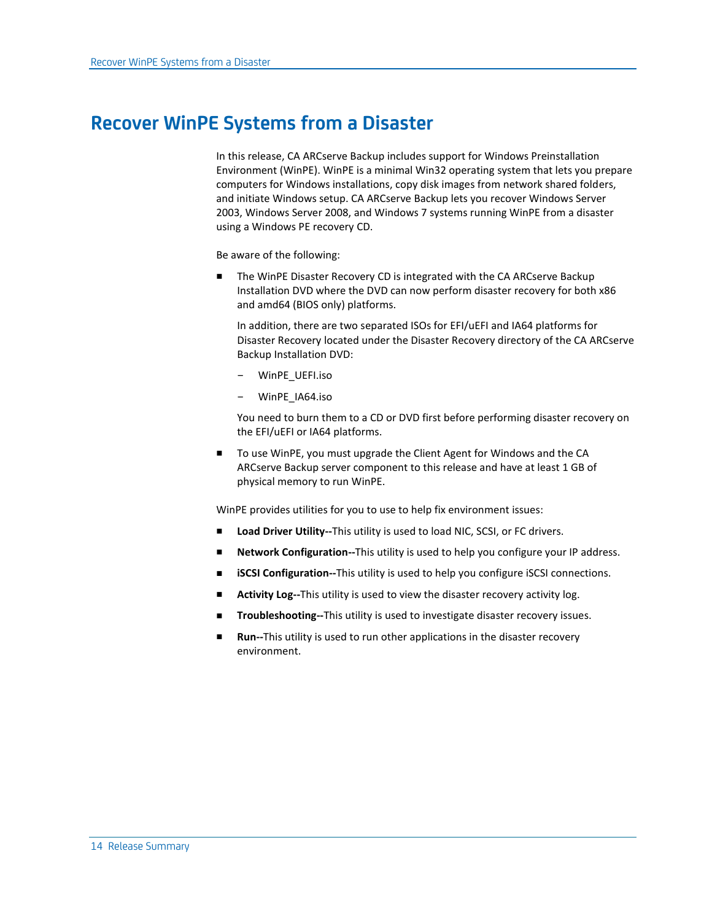# Recover WinPE Systems from a Disaster

In this release, CA ARCserve Backup includes support for Windows Preinstallation Environment (WinPE). WinPE is a minimal Win32 operating system that lets you prepare computers for Windows installations, copy disk images from network shared folders, and initiate Windows setup. CA ARCserve Backup lets you recover Windows Server 2003, Windows Server 2008, and Windows 7 systems running WinPE from a disaster using a Windows PE recovery CD.

Be aware of the following:

- The WinPE Disaster Recovery CD is integrated with the CA ARCserve Backup Installation DVD where the DVD can now perform disaster recovery for both x86 and amd64 (BIOS only) platforms.

  In addition, there are two separated ISOs for EFI/uEFI and IA64 platforms for Disaster Recovery located under the Disaster Recovery directory of the CA ARCserve Backup Installation DVD:

  - WinPE_UEFI.iso
  - WinPE_IA64.iso

  You need to burn them to a CD or DVD first before performing disaster recovery on the EFI/uEFI or IA64 platforms.

- To use WinPE, you must upgrade the Client Agent for Windows and the CA ARCserve Backup server component to this release and have at least 1 GB of physical memory to run WinPE.

WinPE provides utilities for you to use to help fix environment issues:

- **Load Driver Utility--**This utility is used to load NIC, SCSI, or FC drivers.
- **Network Configuration--**This utility is used to help you configure your IP address.
- **iSCSI Configuration--**This utility is used to help you configure iSCSI connections.
- **Activity Log--**This utility is used to view the disaster recovery activity log.
- **Troubleshooting--**This utility is used to investigate disaster recovery issues.
- **Run--**This utility is used to run other applications in the disaster recovery environment.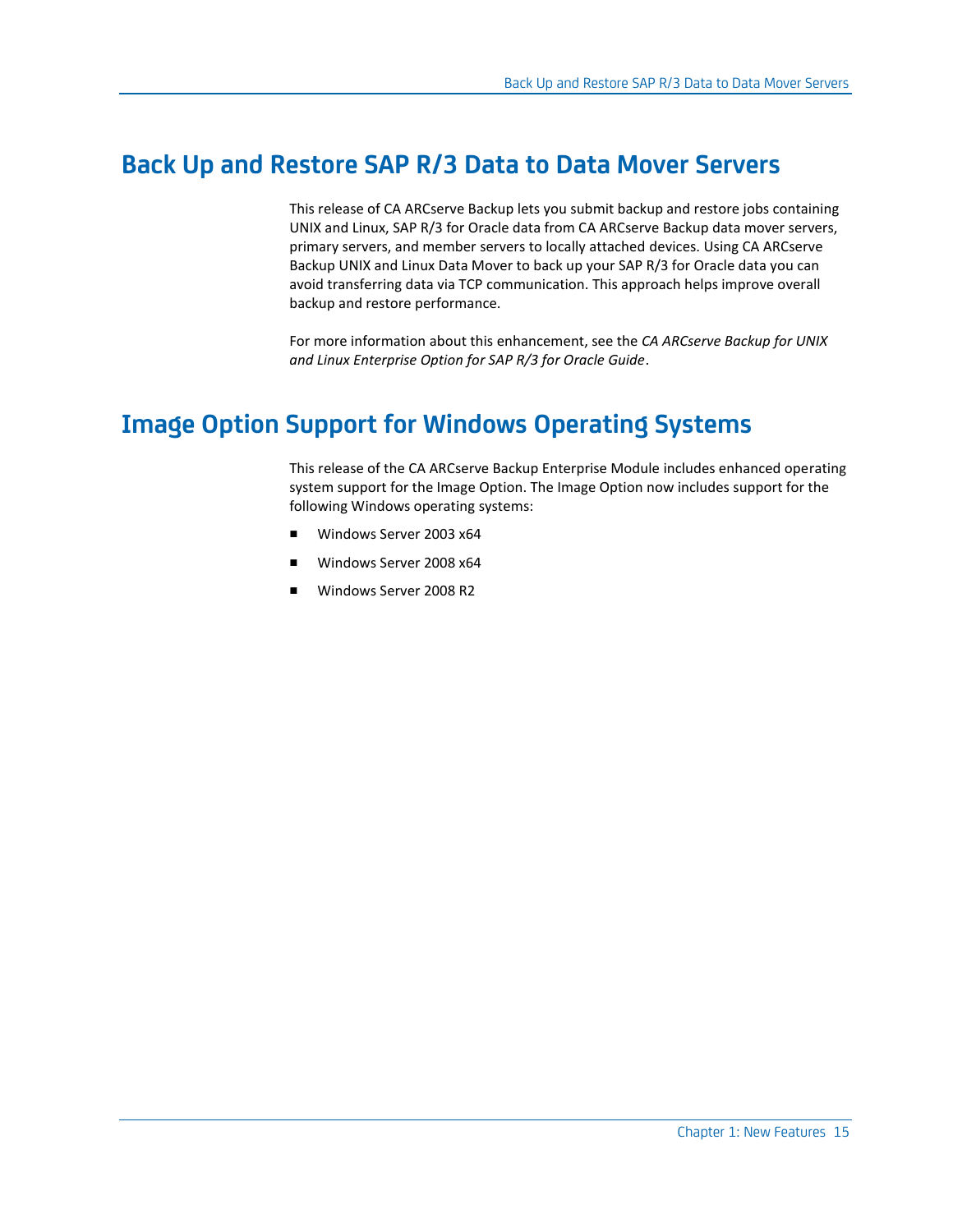## Back Up and Restore SAP R/3 Data to Data Mover Servers

This release of CA ARCserve Backup lets you submit backup and restore jobs containing UNIX and Linux, SAP R/3 for Oracle data from CA ARCserve Backup data mover servers, primary servers, and member servers to locally attached devices. Using CA ARCserve Backup UNIX and Linux Data Mover to back up your SAP R/3 for Oracle data you can avoid transferring data via TCP communication. This approach helps improve overall backup and restore performance.

For more information about this enhancement, see the *CA ARCserve Backup for UNIX and Linux Enterprise Option for SAP R/3 for Oracle Guide*.

## Image Option Support for Windows Operating Systems

This release of the CA ARCserve Backup Enterprise Module includes enhanced operating system support for the Image Option. The Image Option now includes support for the following Windows operating systems:

- Windows Server 2003 x64
- Windows Server 2008 x64
- Windows Server 2008 R2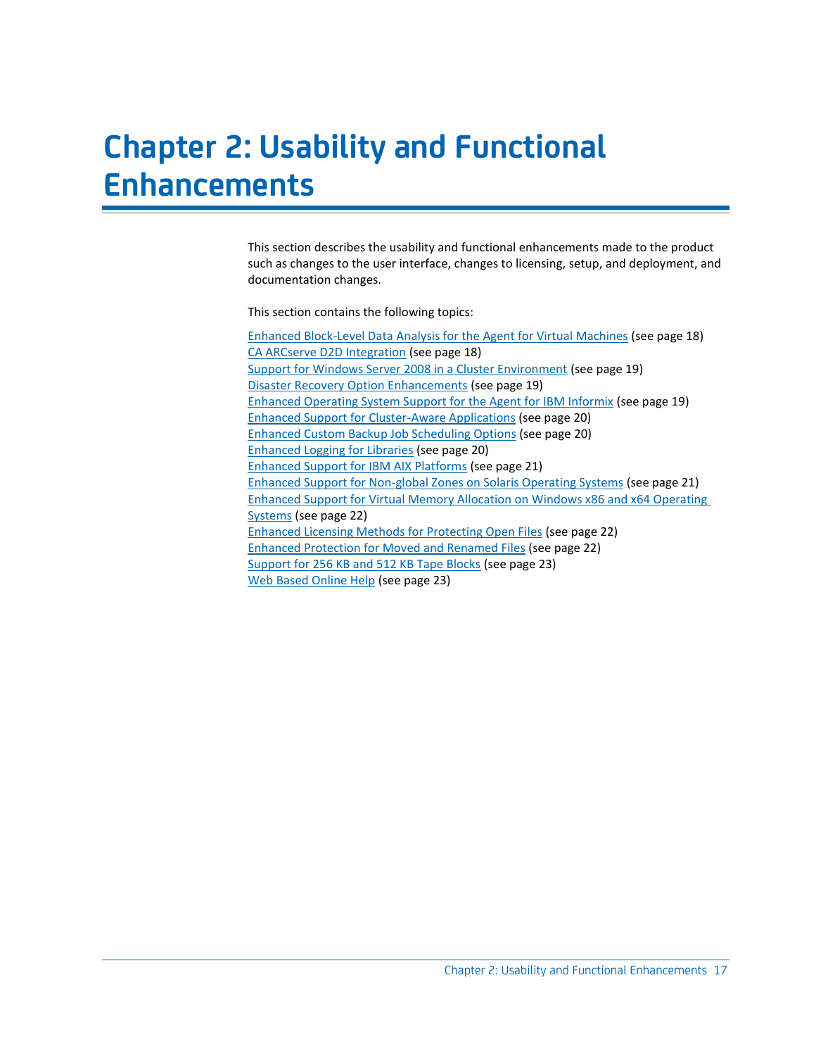# Chapter 2: Usability and Functional Enhancements

This section describes the usability and functional enhancements made to the product such as changes to the user interface, changes to licensing, setup, and deployment, and documentation changes.

This section contains the following topics:

Enhanced Block-Level Data Analysis for the Agent for Virtual Machines (see page 18)
CA ARCserve D2D Integration (see page 18)
Support for Windows Server 2008 in a Cluster Environment (see page 19)
Disaster Recovery Option Enhancements (see page 19)
Enhanced Operating System Support for the Agent for IBM Informix (see page 19)
Enhanced Support for Cluster-Aware Applications (see page 20)
Enhanced Custom Backup Job Scheduling Options (see page 20)
Enhanced Logging for Libraries (see page 20)
Enhanced Support for IBM AIX Platforms (see page 21)
Enhanced Support for Non-global Zones on Solaris Operating Systems (see page 21)
Enhanced Support for Virtual Memory Allocation on Windows x86 and x64 Operating Systems (see page 22)
Enhanced Licensing Methods for Protecting Open Files (see page 22)
Enhanced Protection for Moved and Renamed Files (see page 22)
Support for 256 KB and 512 KB Tape Blocks (see page 23)
Web Based Online Help (see page 23)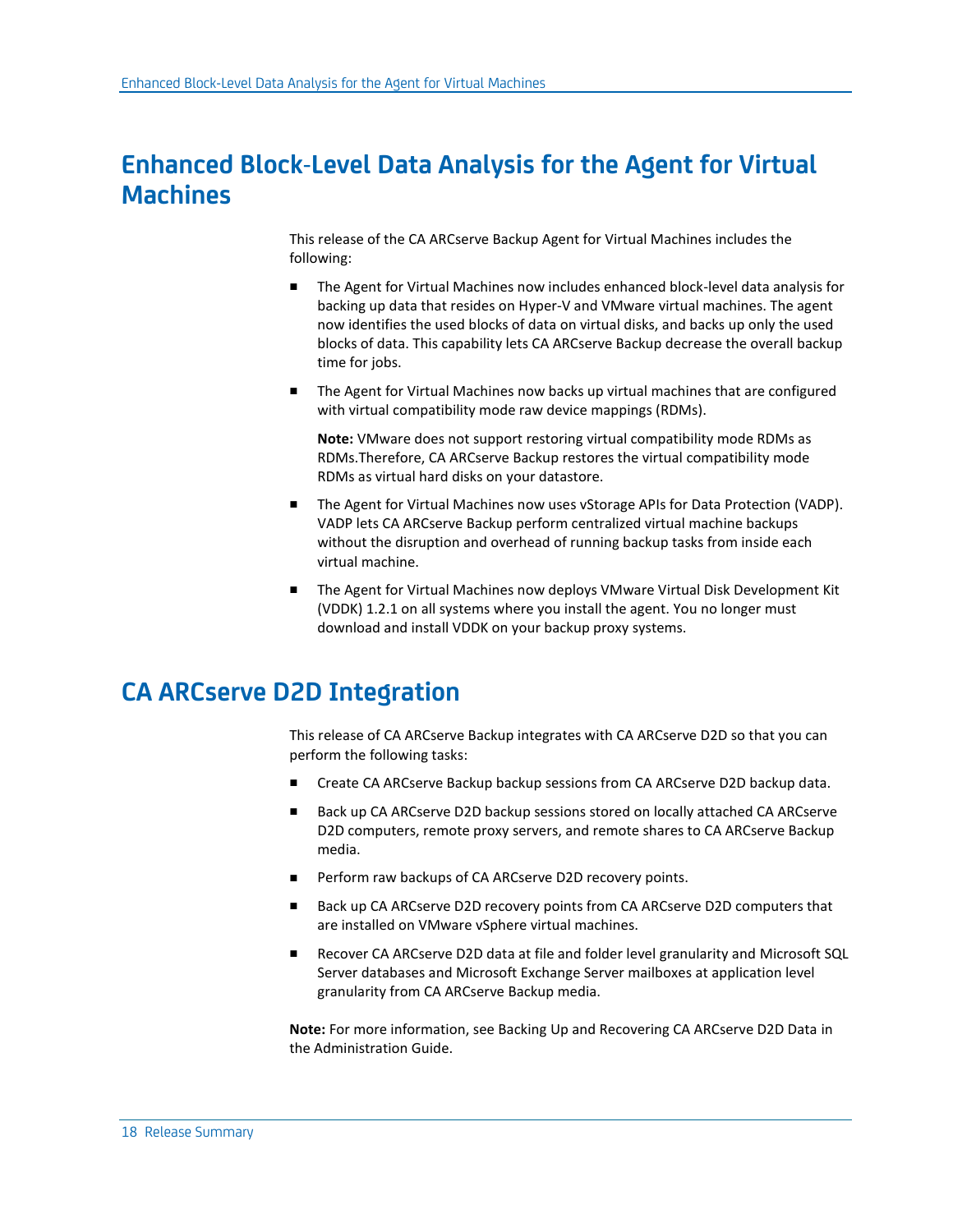# Enhanced Block-Level Data Analysis for the Agent for Virtual Machines

This release of the CA ARCserve Backup Agent for Virtual Machines includes the following:

- The Agent for Virtual Machines now includes enhanced block-level data analysis for backing up data that resides on Hyper-V and VMware virtual machines. The agent now identifies the used blocks of data on virtual disks, and backs up only the used blocks of data. This capability lets CA ARCserve Backup decrease the overall backup time for jobs.
- The Agent for Virtual Machines now backs up virtual machines that are configured with virtual compatibility mode raw device mappings (RDMs).

  **Note:** VMware does not support restoring virtual compatibility mode RDMs as RDMs.Therefore, CA ARCserve Backup restores the virtual compatibility mode RDMs as virtual hard disks on your datastore.
- The Agent for Virtual Machines now uses vStorage APIs for Data Protection (VADP). VADP lets CA ARCserve Backup perform centralized virtual machine backups without the disruption and overhead of running backup tasks from inside each virtual machine.
- The Agent for Virtual Machines now deploys VMware Virtual Disk Development Kit (VDDK) 1.2.1 on all systems where you install the agent. You no longer must download and install VDDK on your backup proxy systems.

# CA ARCserve D2D Integration

This release of CA ARCserve Backup integrates with CA ARCserve D2D so that you can perform the following tasks:

- Create CA ARCserve Backup backup sessions from CA ARCserve D2D backup data.
- Back up CA ARCserve D2D backup sessions stored on locally attached CA ARCserve D2D computers, remote proxy servers, and remote shares to CA ARCserve Backup media.
- Perform raw backups of CA ARCserve D2D recovery points.
- Back up CA ARCserve D2D recovery points from CA ARCserve D2D computers that are installed on VMware vSphere virtual machines.
- Recover CA ARCserve D2D data at file and folder level granularity and Microsoft SQL Server databases and Microsoft Exchange Server mailboxes at application level granularity from CA ARCserve Backup media.

**Note:** For more information, see Backing Up and Recovering CA ARCserve D2D Data in the Administration Guide.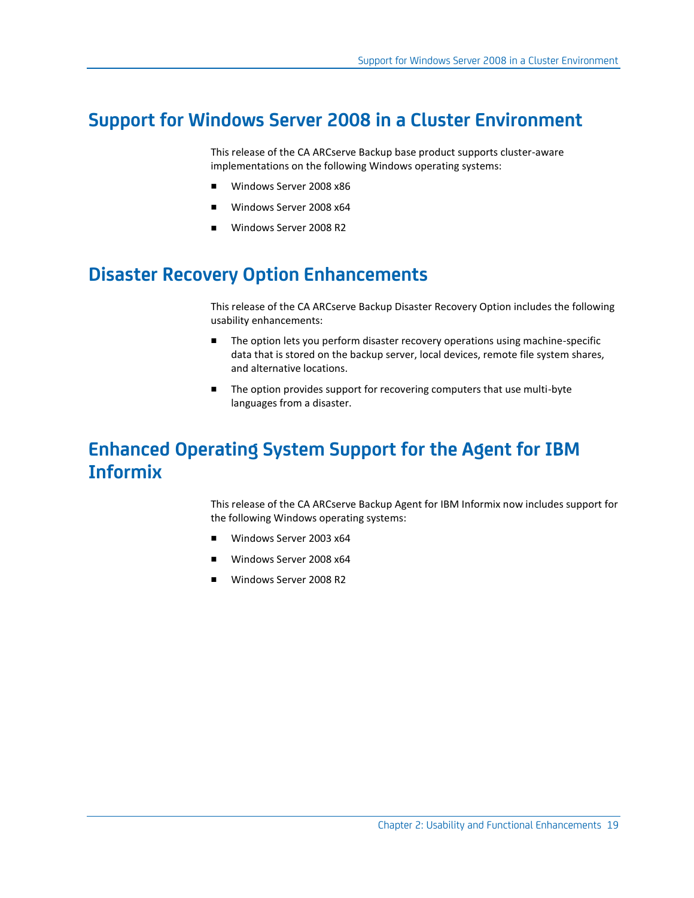## Support for Windows Server 2008 in a Cluster Environment

This release of the CA ARCserve Backup base product supports cluster-aware implementations on the following Windows operating systems:

- Windows Server 2008 x86
- Windows Server 2008 x64
- Windows Server 2008 R2

## Disaster Recovery Option Enhancements

This release of the CA ARCserve Backup Disaster Recovery Option includes the following usability enhancements:

- The option lets you perform disaster recovery operations using machine-specific data that is stored on the backup server, local devices, remote file system shares, and alternative locations.
- The option provides support for recovering computers that use multi-byte languages from a disaster.

## Enhanced Operating System Support for the Agent for IBM Informix

This release of the CA ARCserve Backup Agent for IBM Informix now includes support for the following Windows operating systems:

- Windows Server 2003 x64
- Windows Server 2008 x64
- Windows Server 2008 R2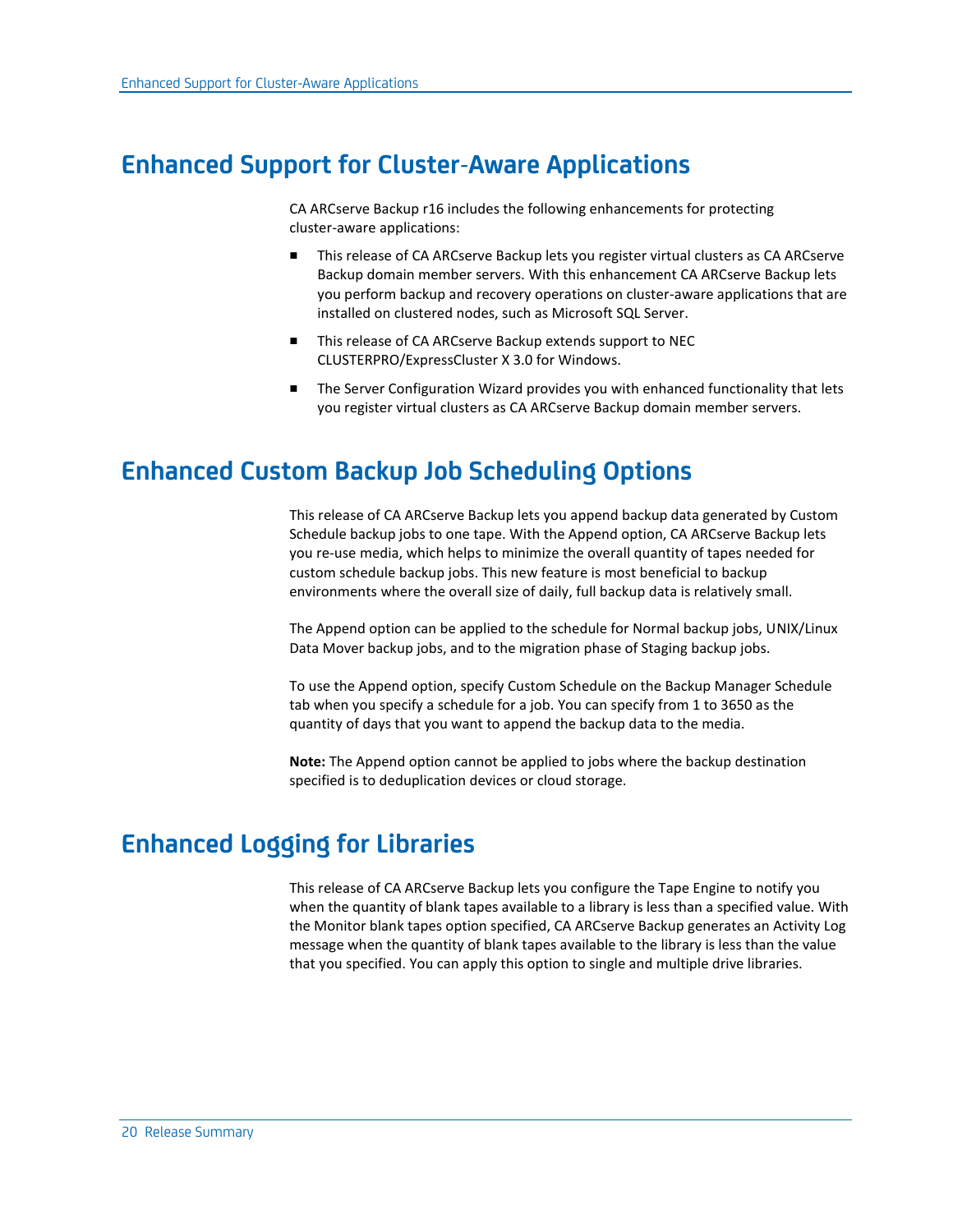## Enhanced Support for Cluster-Aware Applications

CA ARCserve Backup r16 includes the following enhancements for protecting cluster-aware applications:

- This release of CA ARCserve Backup lets you register virtual clusters as CA ARCserve Backup domain member servers. With this enhancement CA ARCserve Backup lets you perform backup and recovery operations on cluster-aware applications that are installed on clustered nodes, such as Microsoft SQL Server.
- This release of CA ARCserve Backup extends support to NEC CLUSTERPRO/ExpressCluster X 3.0 for Windows.
- The Server Configuration Wizard provides you with enhanced functionality that lets you register virtual clusters as CA ARCserve Backup domain member servers.

## Enhanced Custom Backup Job Scheduling Options

This release of CA ARCserve Backup lets you append backup data generated by Custom Schedule backup jobs to one tape. With the Append option, CA ARCserve Backup lets you re-use media, which helps to minimize the overall quantity of tapes needed for custom schedule backup jobs. This new feature is most beneficial to backup environments where the overall size of daily, full backup data is relatively small.

The Append option can be applied to the schedule for Normal backup jobs, UNIX/Linux Data Mover backup jobs, and to the migration phase of Staging backup jobs.

To use the Append option, specify Custom Schedule on the Backup Manager Schedule tab when you specify a schedule for a job. You can specify from 1 to 3650 as the quantity of days that you want to append the backup data to the media.

**Note:** The Append option cannot be applied to jobs where the backup destination specified is to deduplication devices or cloud storage.

## Enhanced Logging for Libraries

This release of CA ARCserve Backup lets you configure the Tape Engine to notify you when the quantity of blank tapes available to a library is less than a specified value. With the Monitor blank tapes option specified, CA ARCserve Backup generates an Activity Log message when the quantity of blank tapes available to the library is less than the value that you specified. You can apply this option to single and multiple drive libraries.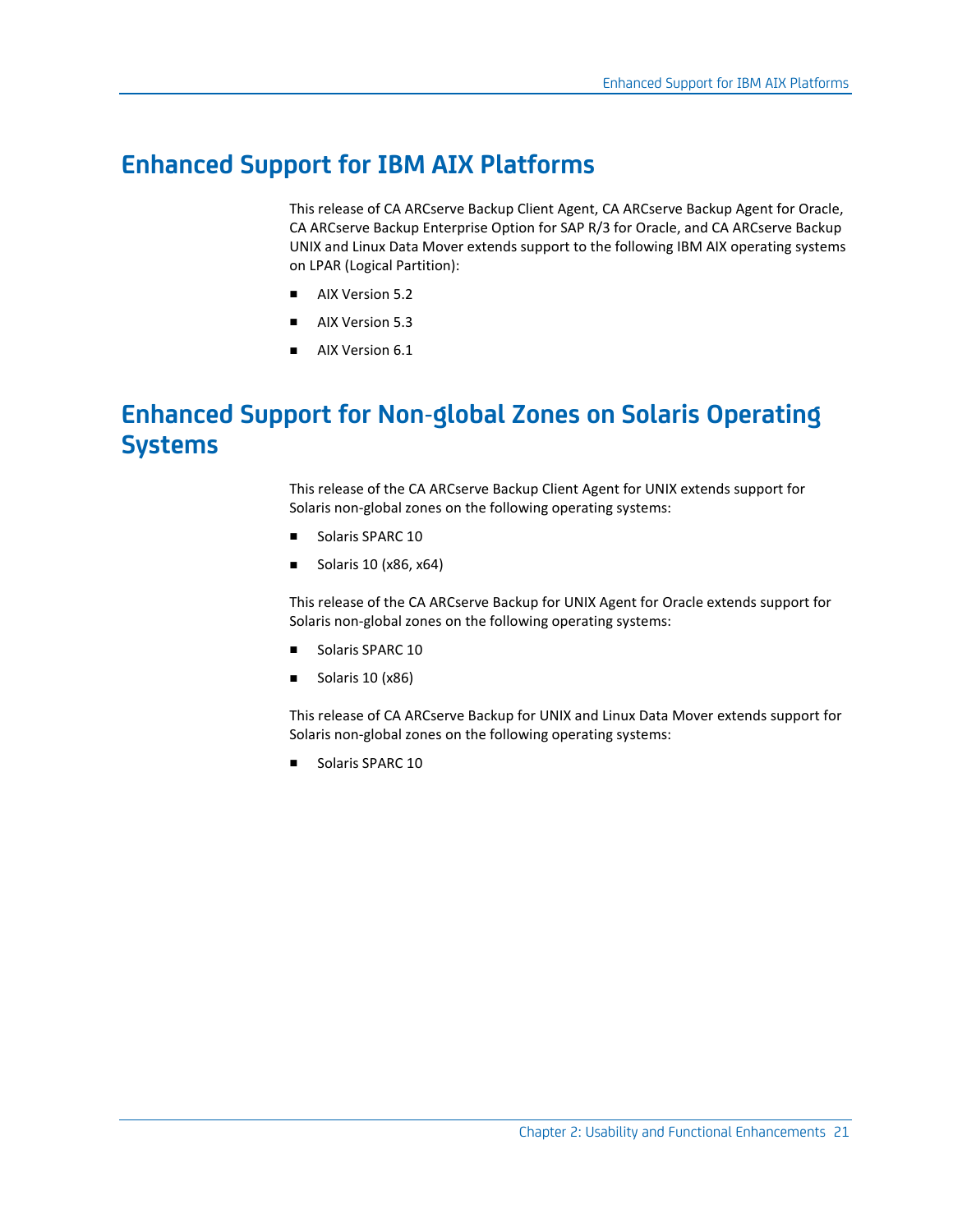## Enhanced Support for IBM AIX Platforms

This release of CA ARCserve Backup Client Agent, CA ARCserve Backup Agent for Oracle, CA ARCserve Backup Enterprise Option for SAP R/3 for Oracle, and CA ARCserve Backup UNIX and Linux Data Mover extends support to the following IBM AIX operating systems on LPAR (Logical Partition):

- AIX Version 5.2
- AIX Version 5.3
- AIX Version 6.1

## Enhanced Support for Non-global Zones on Solaris Operating Systems

This release of the CA ARCserve Backup Client Agent for UNIX extends support for Solaris non-global zones on the following operating systems:

- Solaris SPARC 10
- Solaris 10 (x86, x64)

This release of the CA ARCserve Backup for UNIX Agent for Oracle extends support for Solaris non-global zones on the following operating systems:

- Solaris SPARC 10
- Solaris 10 (x86)

This release of CA ARCserve Backup for UNIX and Linux Data Mover extends support for Solaris non-global zones on the following operating systems:

- Solaris SPARC 10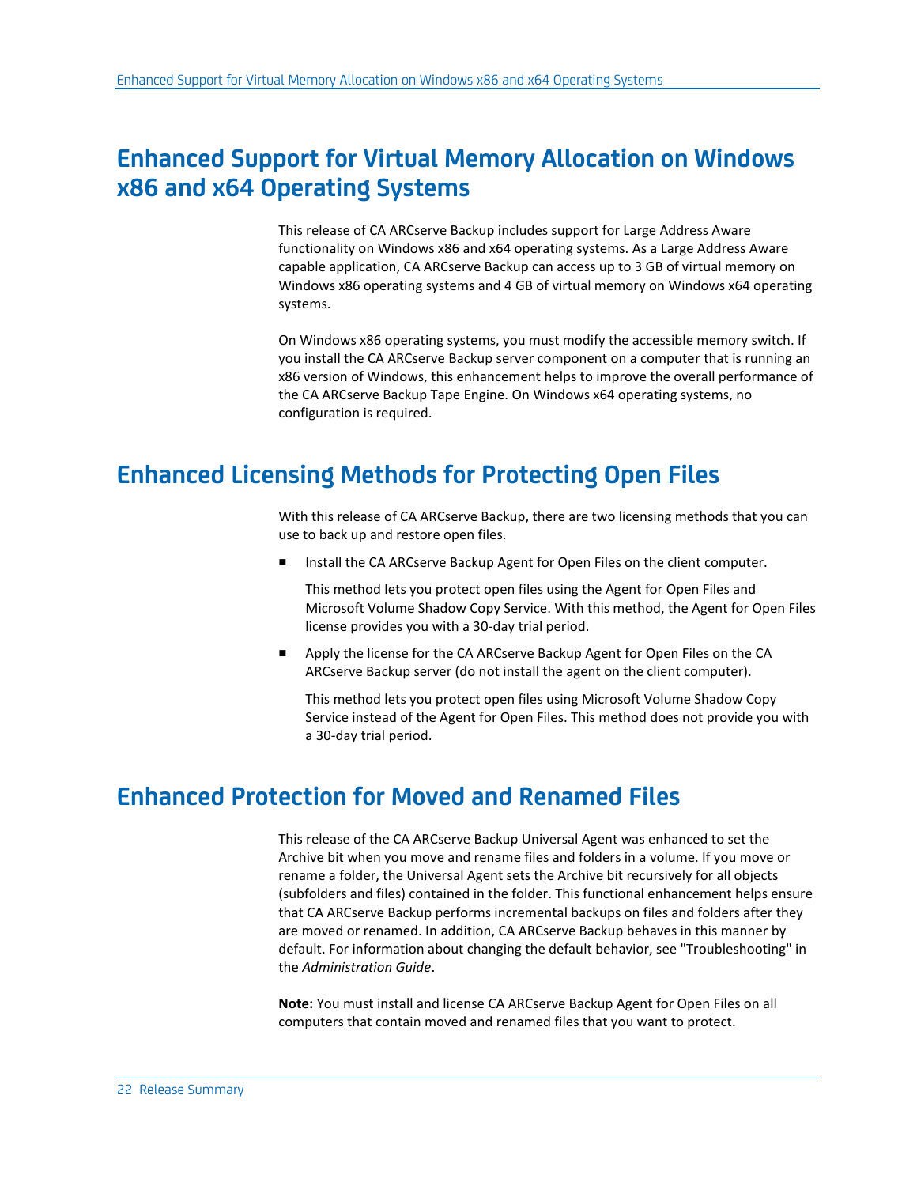## Enhanced Support for Virtual Memory Allocation on Windows x86 and x64 Operating Systems

This release of CA ARCserve Backup includes support for Large Address Aware functionality on Windows x86 and x64 operating systems. As a Large Address Aware capable application, CA ARCserve Backup can access up to 3 GB of virtual memory on Windows x86 operating systems and 4 GB of virtual memory on Windows x64 operating systems.

On Windows x86 operating systems, you must modify the accessible memory switch. If you install the CA ARCserve Backup server component on a computer that is running an x86 version of Windows, this enhancement helps to improve the overall performance of the CA ARCserve Backup Tape Engine. On Windows x64 operating systems, no configuration is required.

## Enhanced Licensing Methods for Protecting Open Files

With this release of CA ARCserve Backup, there are two licensing methods that you can use to back up and restore open files.

- Install the CA ARCserve Backup Agent for Open Files on the client computer.

  This method lets you protect open files using the Agent for Open Files and Microsoft Volume Shadow Copy Service. With this method, the Agent for Open Files license provides you with a 30-day trial period.

- Apply the license for the CA ARCserve Backup Agent for Open Files on the CA ARCserve Backup server (do not install the agent on the client computer).

  This method lets you protect open files using Microsoft Volume Shadow Copy Service instead of the Agent for Open Files. This method does not provide you with a 30-day trial period.

## Enhanced Protection for Moved and Renamed Files

This release of the CA ARCserve Backup Universal Agent was enhanced to set the Archive bit when you move and rename files and folders in a volume. If you move or rename a folder, the Universal Agent sets the Archive bit recursively for all objects (subfolders and files) contained in the folder. This functional enhancement helps ensure that CA ARCserve Backup performs incremental backups on files and folders after they are moved or renamed. In addition, CA ARCserve Backup behaves in this manner by default. For information about changing the default behavior, see "Troubleshooting" in the *Administration Guide*.

**Note:** You must install and license CA ARCserve Backup Agent for Open Files on all computers that contain moved and renamed files that you want to protect.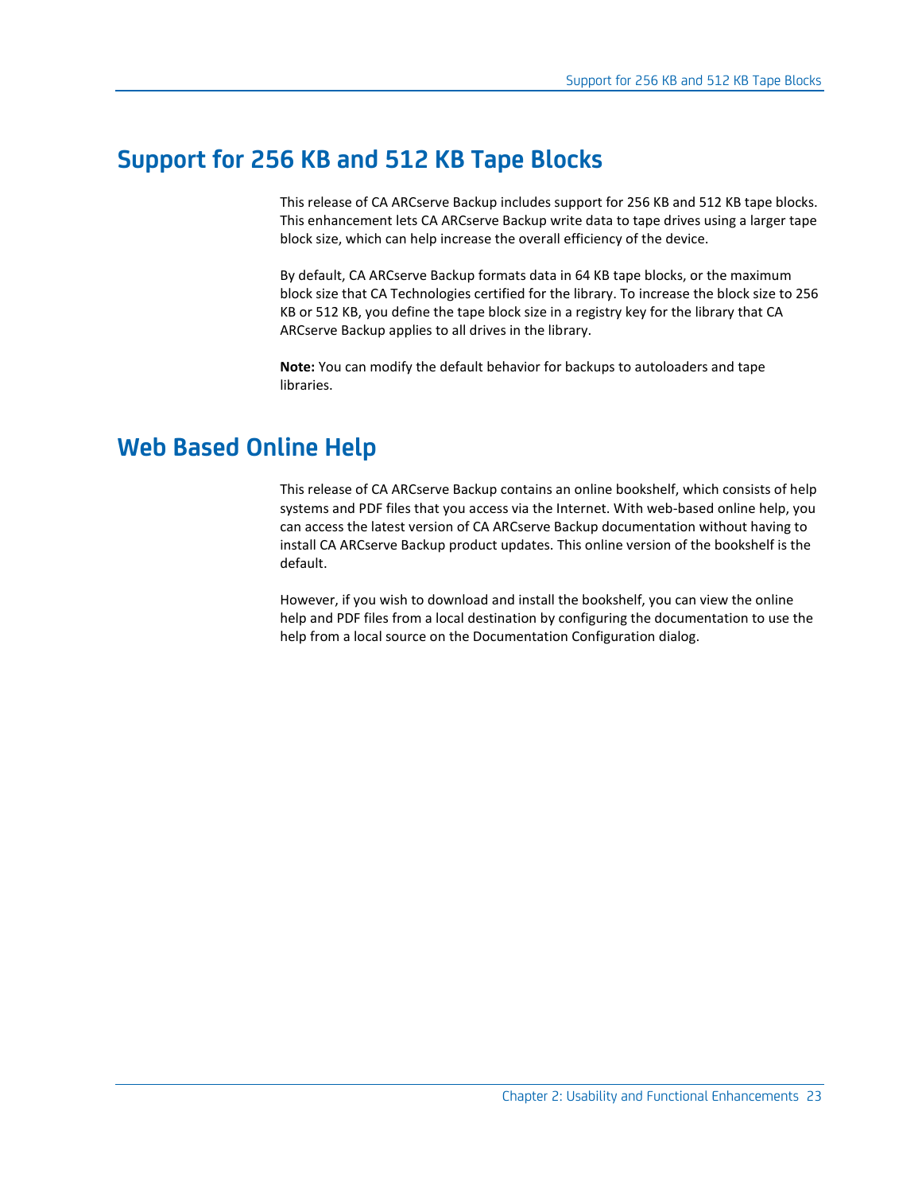## Support for 256 KB and 512 KB Tape Blocks

This release of CA ARCserve Backup includes support for 256 KB and 512 KB tape blocks. This enhancement lets CA ARCserve Backup write data to tape drives using a larger tape block size, which can help increase the overall efficiency of the device.

By default, CA ARCserve Backup formats data in 64 KB tape blocks, or the maximum block size that CA Technologies certified for the library. To increase the block size to 256 KB or 512 KB, you define the tape block size in a registry key for the library that CA ARCserve Backup applies to all drives in the library.

**Note:** You can modify the default behavior for backups to autoloaders and tape libraries.

## Web Based Online Help

This release of CA ARCserve Backup contains an online bookshelf, which consists of help systems and PDF files that you access via the Internet. With web-based online help, you can access the latest version of CA ARCserve Backup documentation without having to install CA ARCserve Backup product updates. This online version of the bookshelf is the default.

However, if you wish to download and install the bookshelf, you can view the online help and PDF files from a local destination by configuring the documentation to use the help from a local source on the Documentation Configuration dialog.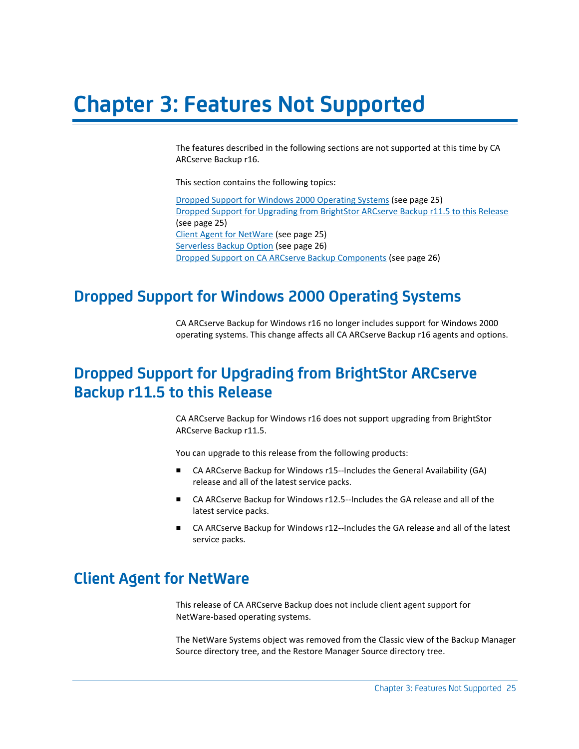# Chapter 3: Features Not Supported

The features described in the following sections are not supported at this time by CA ARCserve Backup r16.

This section contains the following topics:

Dropped Support for Windows 2000 Operating Systems (see page 25)
Dropped Support for Upgrading from BrightStor ARCserve Backup r11.5 to this Release (see page 25)
Client Agent for NetWare (see page 25)
Serverless Backup Option (see page 26)
Dropped Support on CA ARCserve Backup Components (see page 26)

## Dropped Support for Windows 2000 Operating Systems

CA ARCserve Backup for Windows r16 no longer includes support for Windows 2000 operating systems. This change affects all CA ARCserve Backup r16 agents and options.

## Dropped Support for Upgrading from BrightStor ARCserve Backup r11.5 to this Release

CA ARCserve Backup for Windows r16 does not support upgrading from BrightStor ARCserve Backup r11.5.

You can upgrade to this release from the following products:

- CA ARCserve Backup for Windows r15--Includes the General Availability (GA) release and all of the latest service packs.
- CA ARCserve Backup for Windows r12.5--Includes the GA release and all of the latest service packs.
- CA ARCserve Backup for Windows r12--Includes the GA release and all of the latest service packs.

## Client Agent for NetWare

This release of CA ARCserve Backup does not include client agent support for NetWare-based operating systems.

The NetWare Systems object was removed from the Classic view of the Backup Manager Source directory tree, and the Restore Manager Source directory tree.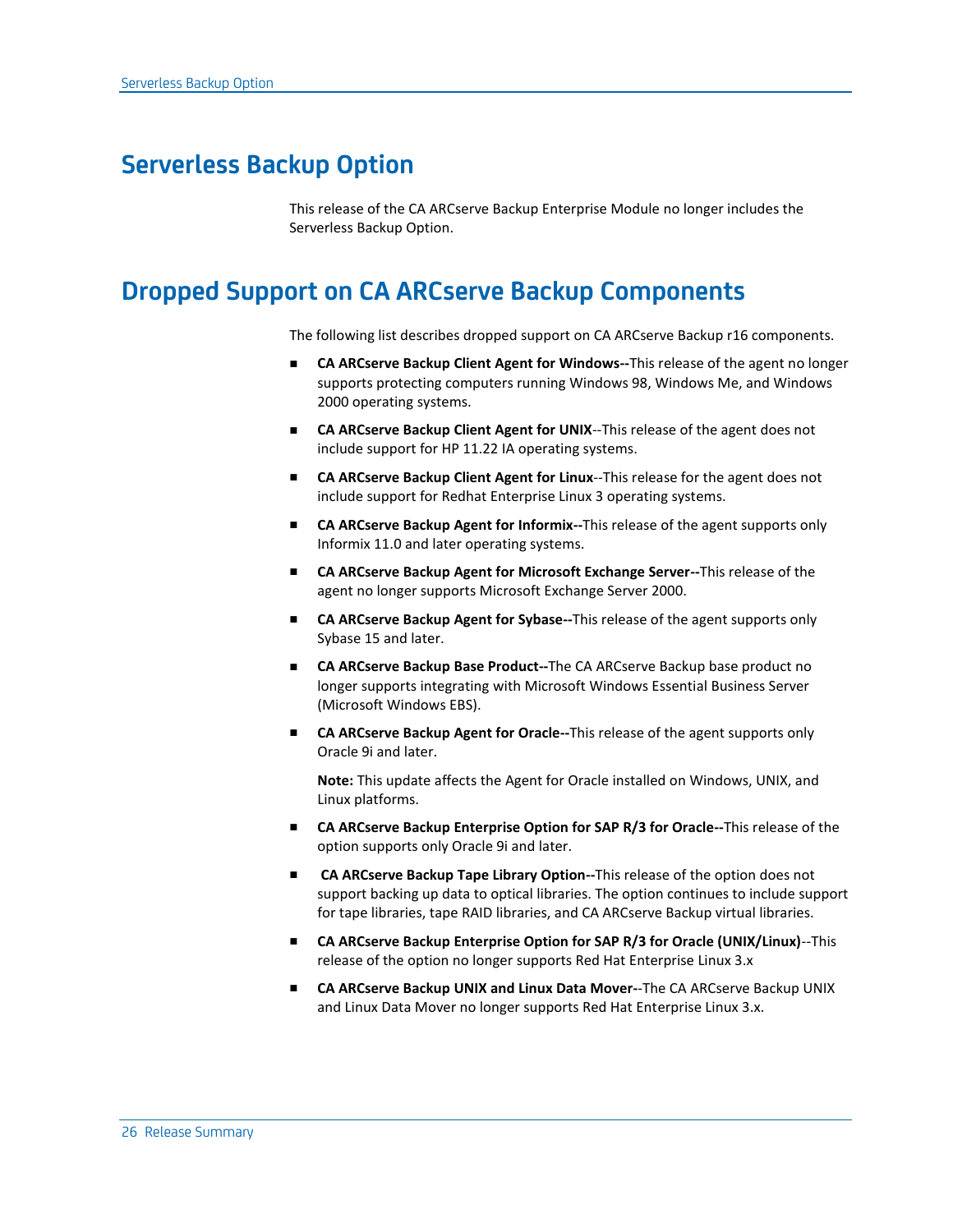# Serverless Backup Option

This release of the CA ARCserve Backup Enterprise Module no longer includes the Serverless Backup Option.

# Dropped Support on CA ARCserve Backup Components

The following list describes dropped support on CA ARCserve Backup r16 components.

- **CA ARCserve Backup Client Agent for Windows--**This release of the agent no longer supports protecting computers running Windows 98, Windows Me, and Windows 2000 operating systems.
- **CA ARCserve Backup Client Agent for UNIX**--This release of the agent does not include support for HP 11.22 IA operating systems.
- **CA ARCserve Backup Client Agent for Linux**--This release for the agent does not include support for Redhat Enterprise Linux 3 operating systems.
- **CA ARCserve Backup Agent for Informix--**This release of the agent supports only Informix 11.0 and later operating systems.
- **CA ARCserve Backup Agent for Microsoft Exchange Server--**This release of the agent no longer supports Microsoft Exchange Server 2000.
- **CA ARCserve Backup Agent for Sybase--**This release of the agent supports only Sybase 15 and later.
- **CA ARCserve Backup Base Product--**The CA ARCserve Backup base product no longer supports integrating with Microsoft Windows Essential Business Server (Microsoft Windows EBS).
- **CA ARCserve Backup Agent for Oracle--**This release of the agent supports only Oracle 9i and later.

  **Note:** This update affects the Agent for Oracle installed on Windows, UNIX, and Linux platforms.
- **CA ARCserve Backup Enterprise Option for SAP R/3 for Oracle--**This release of the option supports only Oracle 9i and later.
- **CA ARCserve Backup Tape Library Option--**This release of the option does not support backing up data to optical libraries. The option continues to include support for tape libraries, tape RAID libraries, and CA ARCserve Backup virtual libraries.
- **CA ARCserve Backup Enterprise Option for SAP R/3 for Oracle (UNIX/Linux)**--This release of the option no longer supports Red Hat Enterprise Linux 3.x
- **CA ARCserve Backup UNIX and Linux Data Mover-**-The CA ARCserve Backup UNIX and Linux Data Mover no longer supports Red Hat Enterprise Linux 3.x.